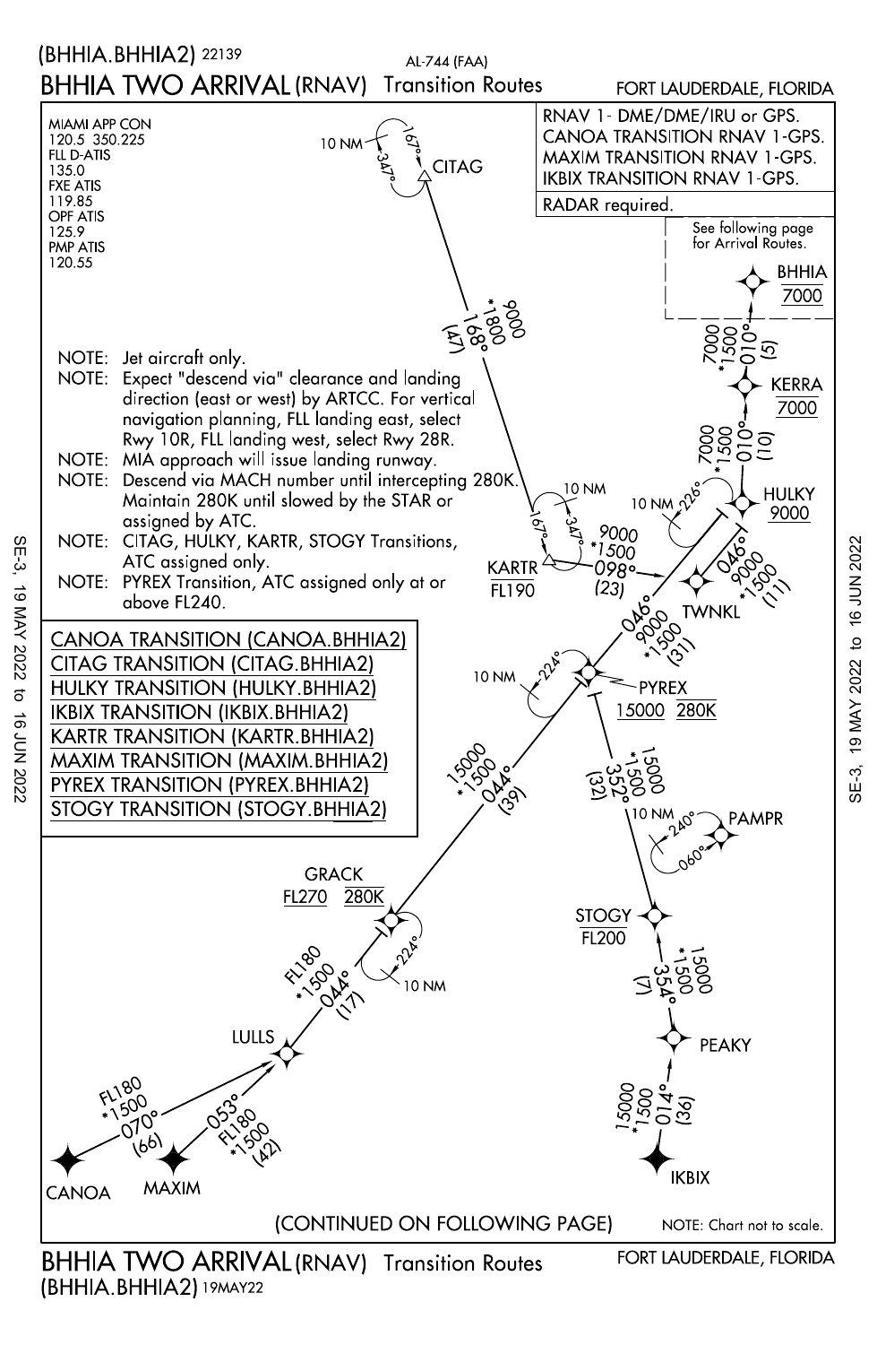# (BHHIA.BHHIA2) 22139

AL-744 (FAA)

# BHHIA TWO ARRIVAL (RNAV) Transition Routes

FORT LAUDERDALE, FLORIDA

MIAMI APP CON
120.5 350.225
FLL D-ATIS
135.0
FXE ATIS
119.85
OPF ATIS
125.9
PMP ATIS
120.55

RNAV 1- DME/DME/IRU or GPS.
CANOA TRANSITION RNAV 1-GPS.
MAXIM TRANSITION RNAV 1-GPS.
IKBIX TRANSITION RNAV 1-GPS.

RADAR required.

See following page for Arrival Routes.

NOTE: Jet aircraft only.

NOTE: Expect "descend via" clearance and landing direction (east or west) by ARTCC. For vertical navigation planning, FLL landing east, select Rwy 10R, FLL landing west, select Rwy 28R.

NOTE: MIA approach will issue landing runway.

NOTE: Descend via MACH number until intercepting 280K. Maintain 280K until slowed by the STAR or assigned by ATC.

NOTE: CITAG, HULKY, KARTR, STOGY Transitions, ATC assigned only.

NOTE: PYREX Transition, ATC assigned only at or above FL240.

CANOA TRANSITION (CANOA.BHHIA2)
CITAG TRANSITION (CITAG.BHHIA2)
HULKY TRANSITION (HULKY.BHHIA2)
IKBIX TRANSITION (IKBIX.BHHIA2)
KARTR TRANSITION (KARTR.BHHIA2)
MAXIM TRANSITION (MAXIM.BHHIA2)
PYREX TRANSITION (PYREX.BHHIA2)
STOGY TRANSITION (STOGY.BHHIA2)

CITAG — 10 NM hold 167° / 347°
CITAG 168° (47) 9000 *1800
KARTR FL190 — 10 NM hold 167° / 347°
KARTR 098° (23) 9000 *1500
CANOA 070° (66) FL180 *1500 to LULLS
MAXIM 053° (42) FL180 *1500 to LULLS
LULLS 044° (17) FL180 *1500 to GRACK
GRACK FL270 280K — 10 NM hold 224°
GRACK 044° (39) 15000 *1500 to PYREX
PYREX 15000 280K — 10 NM hold 224°
PYREX 046° (31) 9000 *1500 to TWNKL
TWNKL 046° (11) 9000 *1500 to HULKY
HULKY 9000 — 10 NM hold 226°
HULKY 010° (10) 7000 *1500 to KERRA
KERRA 7000
KERRA 010° (5) 7000 *1500 to BHHIA
BHHIA 7000
IKBIX 014° (36) 15000 *1500 to PEAKY
PEAKY 354° (7) 15000 *1500 to STOGY
STOGY FL200
STOGY 352° (32) 15000 *1500 to PYREX
PAMPR — 10 NM hold 240° / 060°

(CONTINUED ON FOLLOWING PAGE)

NOTE: Chart not to scale.

SE-3, 19 MAY 2022 to 16 JUN 2022

# BHHIA TWO ARRIVAL (RNAV) Transition Routes

FORT LAUDERDALE, FLORIDA

(BHHIA.BHHIA2) 19MAY22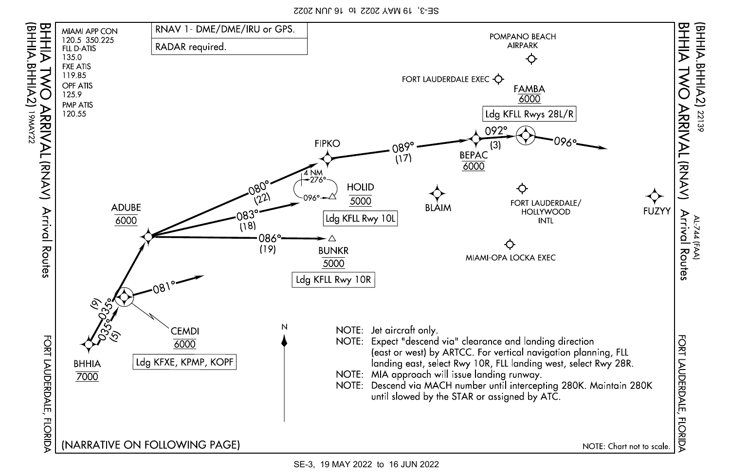# BHHIA TWO ARRIVAL (RNAV) (BHHIA.BHHIA2)

Arrival Routes

FORT LAUDERDALE, FLORIDA

AL-744 (FAA) 22139 19MAY22

MIAMI APP CON
120.5 350.225
FLL D-ATIS
135.0
FXE ATIS
119.85
OPF ATIS
125.9
PMP ATIS
120.55

RNAV 1- DME/DME/IRU or GPS.

RADAR required.

POMPANO BEACH AIRPARK

FORT LAUDERDALE EXEC

FAMBA
6000
Ldg KFLL Rwys 28L/R

FIPKO

089° (17)

BEPAC
6000

092° (3)

096°

4 NM
276°
096°

HOLID
5000
Ldg KFLL Rwy 10L

BLAIM

FORT LAUDERDALE/ HOLLYWOOD INTL

FUZYY

ADUBE
6000

080° (22)

083° (18)

086° (19)

BUNKR
5000
Ldg KFLL Rwy 10R

MIAMI-OPA LOCKA EXEC

081°

035° (9)

035° (5)

CEMDI
6000
Ldg KFXE, KPMP, KOPF

BHHIA
7000

N

NOTE: Jet aircraft only.

NOTE: Expect "descend via" clearance and landing direction (east or west) by ARTCC. For vertical navigation planning, FLL landing east, select Rwy 10R, FLL landing west, select Rwy 28R.

NOTE: MIA approach will issue landing runway.

NOTE: Descend via MACH number until intercepting 280K. Maintain 280K until slowed by the STAR or assigned by ATC.

(NARRATIVE ON FOLLOWING PAGE)

NOTE: Chart not to scale.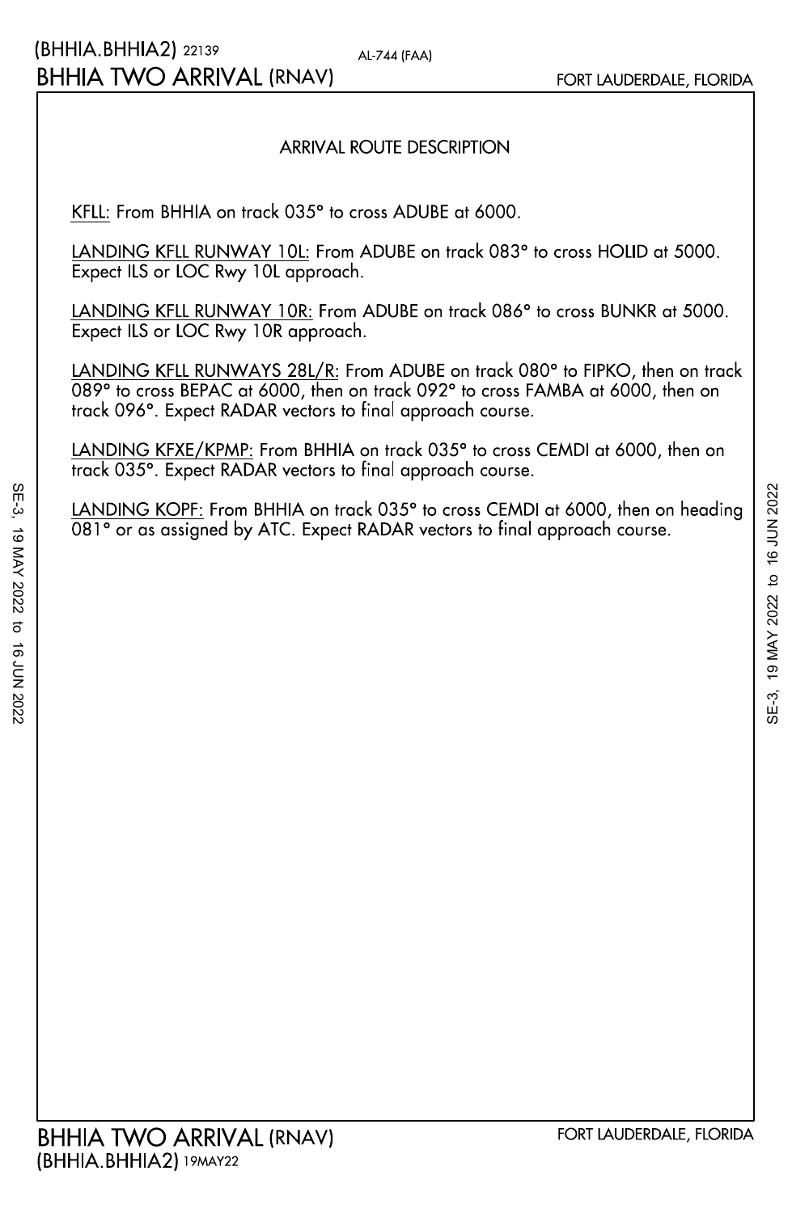# ARRIVAL ROUTE DESCRIPTION

KFLL: From BHHIA on track 035° to cross ADUBE at 6000.

LANDING KFLL RUNWAY 10L: From ADUBE on track 083° to cross HOLID at 5000. Expect ILS or LOC Rwy 10L approach.

LANDING KFLL RUNWAY 10R: From ADUBE on track 086° to cross BUNKR at 5000. Expect ILS or LOC Rwy 10R approach.

LANDING KFLL RUNWAYS 28L/R: From ADUBE on track 080° to FIPKO, then on track 089° to cross BEPAC at 6000, then on track 092° to cross FAMBA at 6000, then on track 096°. Expect RADAR vectors to final approach course.

LANDING KFXE/KPMP: From BHHIA on track 035° to cross CEMDI at 6000, then on track 035°. Expect RADAR vectors to final approach course.

LANDING KOPF: From BHHIA on track 035° to cross CEMDI at 6000, then on heading 081° or as assigned by ATC. Expect RADAR vectors to final approach course.